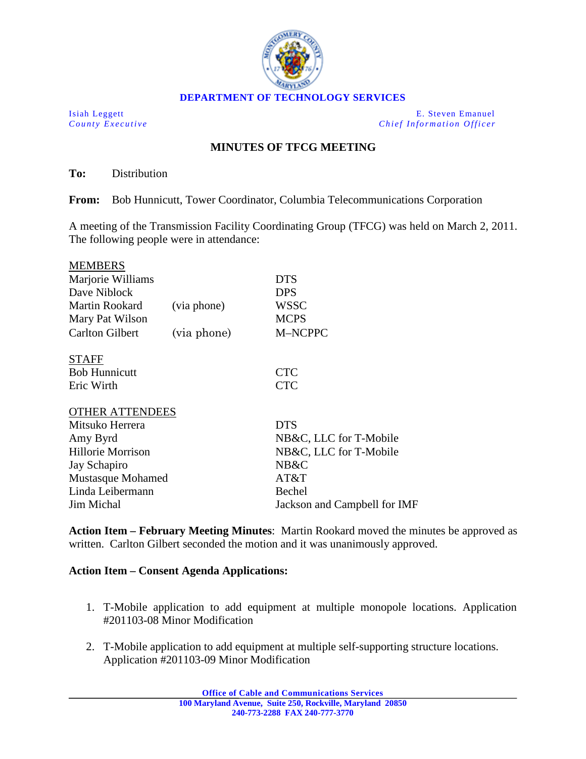**DEPARTMENT OF TECHNOLOGY SERVICES**

*Isiah Leggett*
*County Executive*

*E. Steven Emanuel*
*Chief Information Officer*

## MINUTES OF TFCG MEETING

**To:** Distribution

**From:** Bob Hunnicutt, Tower Coordinator, Columbia Telecommunications Corporation

A meeting of the Transmission Facility Coordinating Group (TFCG) was held on March 2, 2011. The following people were in attendance:

MEMBERS

| | | |
|---|---|---|
| Marjorie Williams | | DTS |
| Dave Niblock | | DPS |
| Martin Rookard | (via phone) | WSSC |
| Mary Pat Wilson | | MCPS |
| Carlton Gilbert | (via phone) | M–NCPPC |

STAFF

| | |
|---|---|
| Bob Hunnicutt | CTC |
| Eric Wirth | CTC |

OTHER ATTENDEES

| | |
|---|---|
| Mitsuko Herrera | DTS |
| Amy Byrd | NB&C, LLC for T-Mobile |
| Hillorie Morrison | NB&C, LLC for T-Mobile |
| Jay Schapiro | NB&C |
| Mustasque Mohamed | AT&T |
| Linda Leibermann | Bechel |
| Jim Michal | Jackson and Campbell for IMF |

**Action Item – February Meeting Minutes**: Martin Rookard moved the minutes be approved as written. Carlton Gilbert seconded the motion and it was unanimously approved.

**Action Item – Consent Agenda Applications:**

1. T-Mobile application to add equipment at multiple monopole locations. Application #201103-08 Minor Modification

2. T-Mobile application to add equipment at multiple self-supporting structure locations. Application #201103-09 Minor Modification

**Office of Cable and Communications Services**
**100 Maryland Avenue, Suite 250, Rockville, Maryland 20850**
**240-773-2288 FAX 240-777-3770**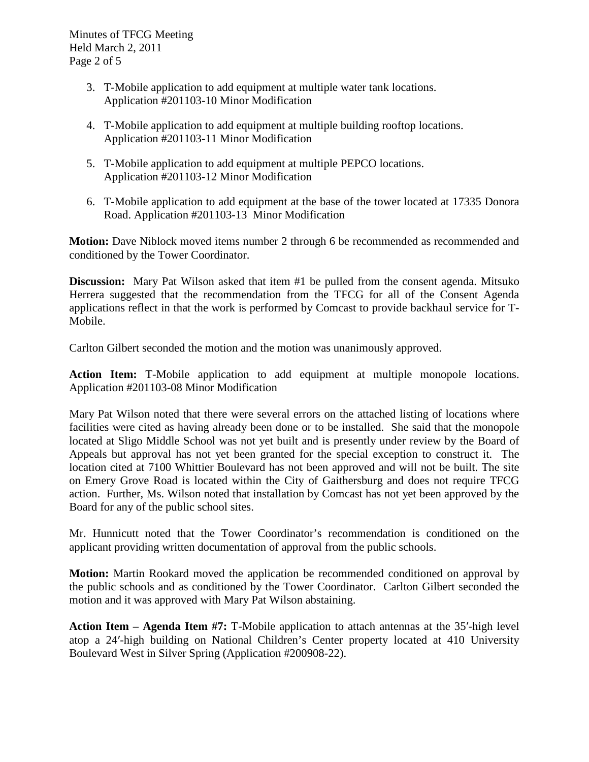3. T-Mobile application to add equipment at multiple water tank locations. Application #201103-10 Minor Modification

4. T-Mobile application to add equipment at multiple building rooftop locations. Application #201103-11 Minor Modification

5. T-Mobile application to add equipment at multiple PEPCO locations. Application #201103-12 Minor Modification

6. T-Mobile application to add equipment at the base of the tower located at 17335 Donora Road. Application #201103-13 Minor Modification

**Motion:** Dave Niblock moved items number 2 through 6 be recommended as recommended and conditioned by the Tower Coordinator.

**Discussion:** Mary Pat Wilson asked that item #1 be pulled from the consent agenda. Mitsuko Herrera suggested that the recommendation from the TFCG for all of the Consent Agenda applications reflect in that the work is performed by Comcast to provide backhaul service for T-Mobile.

Carlton Gilbert seconded the motion and the motion was unanimously approved.

**Action Item:** T-Mobile application to add equipment at multiple monopole locations. Application #201103-08 Minor Modification

Mary Pat Wilson noted that there were several errors on the attached listing of locations where facilities were cited as having already been done or to be installed. She said that the monopole located at Sligo Middle School was not yet built and is presently under review by the Board of Appeals but approval has not yet been granted for the special exception to construct it. The location cited at 7100 Whittier Boulevard has not been approved and will not be built. The site on Emery Grove Road is located within the City of Gaithersburg and does not require TFCG action. Further, Ms. Wilson noted that installation by Comcast has not yet been approved by the Board for any of the public school sites.

Mr. Hunnicutt noted that the Tower Coordinator's recommendation is conditioned on the applicant providing written documentation of approval from the public schools.

**Motion:** Martin Rookard moved the application be recommended conditioned on approval by the public schools and as conditioned by the Tower Coordinator. Carlton Gilbert seconded the motion and it was approved with Mary Pat Wilson abstaining.

**Action Item – Agenda Item #7:** T-Mobile application to attach antennas at the 35′-high level atop a 24′-high building on National Children's Center property located at 410 University Boulevard West in Silver Spring (Application #200908-22).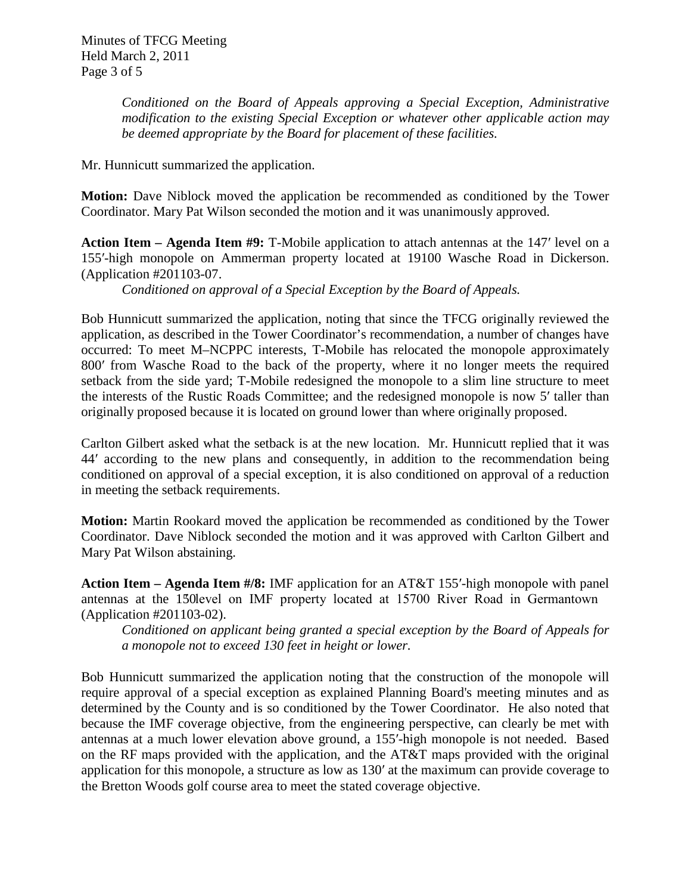*Conditioned on the Board of Appeals approving a Special Exception, Administrative modification to the existing Special Exception or whatever other applicable action may be deemed appropriate by the Board for placement of these facilities.*

Mr. Hunnicutt summarized the application.

**Motion:** Dave Niblock moved the application be recommended as conditioned by the Tower Coordinator. Mary Pat Wilson seconded the motion and it was unanimously approved.

**Action Item – Agenda Item #9:** T-Mobile application to attach antennas at the 147′ level on a 155′-high monopole on Ammerman property located at 19100 Wasche Road in Dickerson. (Application #201103-07.

*Conditioned on approval of a Special Exception by the Board of Appeals.*

Bob Hunnicutt summarized the application, noting that since the TFCG originally reviewed the application, as described in the Tower Coordinator's recommendation, a number of changes have occurred: To meet M–NCPPC interests, T-Mobile has relocated the monopole approximately 800′ from Wasche Road to the back of the property, where it no longer meets the required setback from the side yard; T-Mobile redesigned the monopole to a slim line structure to meet the interests of the Rustic Roads Committee; and the redesigned monopole is now 5′ taller than originally proposed because it is located on ground lower than where originally proposed.

Carlton Gilbert asked what the setback is at the new location. Mr. Hunnicutt replied that it was 44′ according to the new plans and consequently, in addition to the recommendation being conditioned on approval of a special exception, it is also conditioned on approval of a reduction in meeting the setback requirements.

**Motion:** Martin Rookard moved the application be recommended as conditioned by the Tower Coordinator. Dave Niblock seconded the motion and it was approved with Carlton Gilbert and Mary Pat Wilson abstaining.

**Action Item – Agenda Item #/8:** IMF application for an AT&T 155′-high monopole with panel antennas at the 150′ level on IMF property located at 15700 River Road in Germantown (Application #201103-02).

*Conditioned on applicant being granted a special exception by the Board of Appeals for a monopole not to exceed 130 feet in height or lower.*

Bob Hunnicutt summarized the application noting that the construction of the monopole will require approval of a special exception as explained Planning Board's meeting minutes and as determined by the County and is so conditioned by the Tower Coordinator. He also noted that because the IMF coverage objective, from the engineering perspective, can clearly be met with antennas at a much lower elevation above ground, a 155′-high monopole is not needed. Based on the RF maps provided with the application, and the AT&T maps provided with the original application for this monopole, a structure as low as 130′ at the maximum can provide coverage to the Bretton Woods golf course area to meet the stated coverage objective.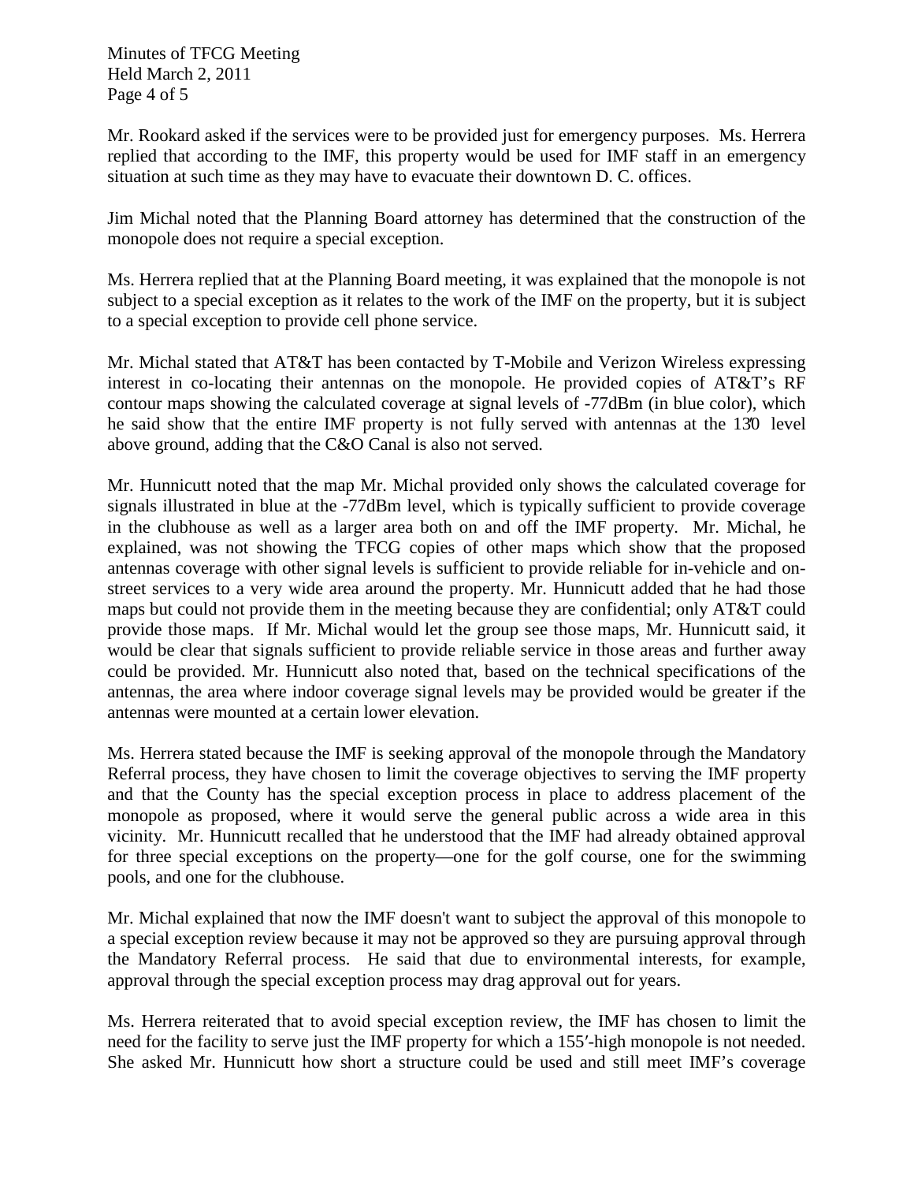Mr. Rookard asked if the services were to be provided just for emergency purposes. Ms. Herrera replied that according to the IMF, this property would be used for IMF staff in an emergency situation at such time as they may have to evacuate their downtown D. C. offices.

Jim Michal noted that the Planning Board attorney has determined that the construction of the monopole does not require a special exception.

Ms. Herrera replied that at the Planning Board meeting, it was explained that the monopole is not subject to a special exception as it relates to the work of the IMF on the property, but it is subject to a special exception to provide cell phone service.

Mr. Michal stated that AT&T has been contacted by T-Mobile and Verizon Wireless expressing interest in co-locating their antennas on the monopole. He provided copies of AT&T's RF contour maps showing the calculated coverage at signal levels of -77dBm (in blue color), which he said show that the entire IMF property is not fully served with antennas at the 130′ level above ground, adding that the C&O Canal is also not served.

Mr. Hunnicutt noted that the map Mr. Michal provided only shows the calculated coverage for signals illustrated in blue at the -77dBm level, which is typically sufficient to provide coverage in the clubhouse as well as a larger area both on and off the IMF property. Mr. Michal, he explained, was not showing the TFCG copies of other maps which show that the proposed antennas coverage with other signal levels is sufficient to provide reliable for in-vehicle and on-street services to a very wide area around the property. Mr. Hunnicutt added that he had those maps but could not provide them in the meeting because they are confidential; only AT&T could provide those maps. If Mr. Michal would let the group see those maps, Mr. Hunnicutt said, it would be clear that signals sufficient to provide reliable service in those areas and further away could be provided. Mr. Hunnicutt also noted that, based on the technical specifications of the antennas, the area where indoor coverage signal levels may be provided would be greater if the antennas were mounted at a certain lower elevation.

Ms. Herrera stated because the IMF is seeking approval of the monopole through the Mandatory Referral process, they have chosen to limit the coverage objectives to serving the IMF property and that the County has the special exception process in place to address placement of the monopole as proposed, where it would serve the general public across a wide area in this vicinity. Mr. Hunnicutt recalled that he understood that the IMF had already obtained approval for three special exceptions on the property—one for the golf course, one for the swimming pools, and one for the clubhouse.

Mr. Michal explained that now the IMF doesn't want to subject the approval of this monopole to a special exception review because it may not be approved so they are pursuing approval through the Mandatory Referral process. He said that due to environmental interests, for example, approval through the special exception process may drag approval out for years.

Ms. Herrera reiterated that to avoid special exception review, the IMF has chosen to limit the need for the facility to serve just the IMF property for which a 155′-high monopole is not needed. She asked Mr. Hunnicutt how short a structure could be used and still meet IMF's coverage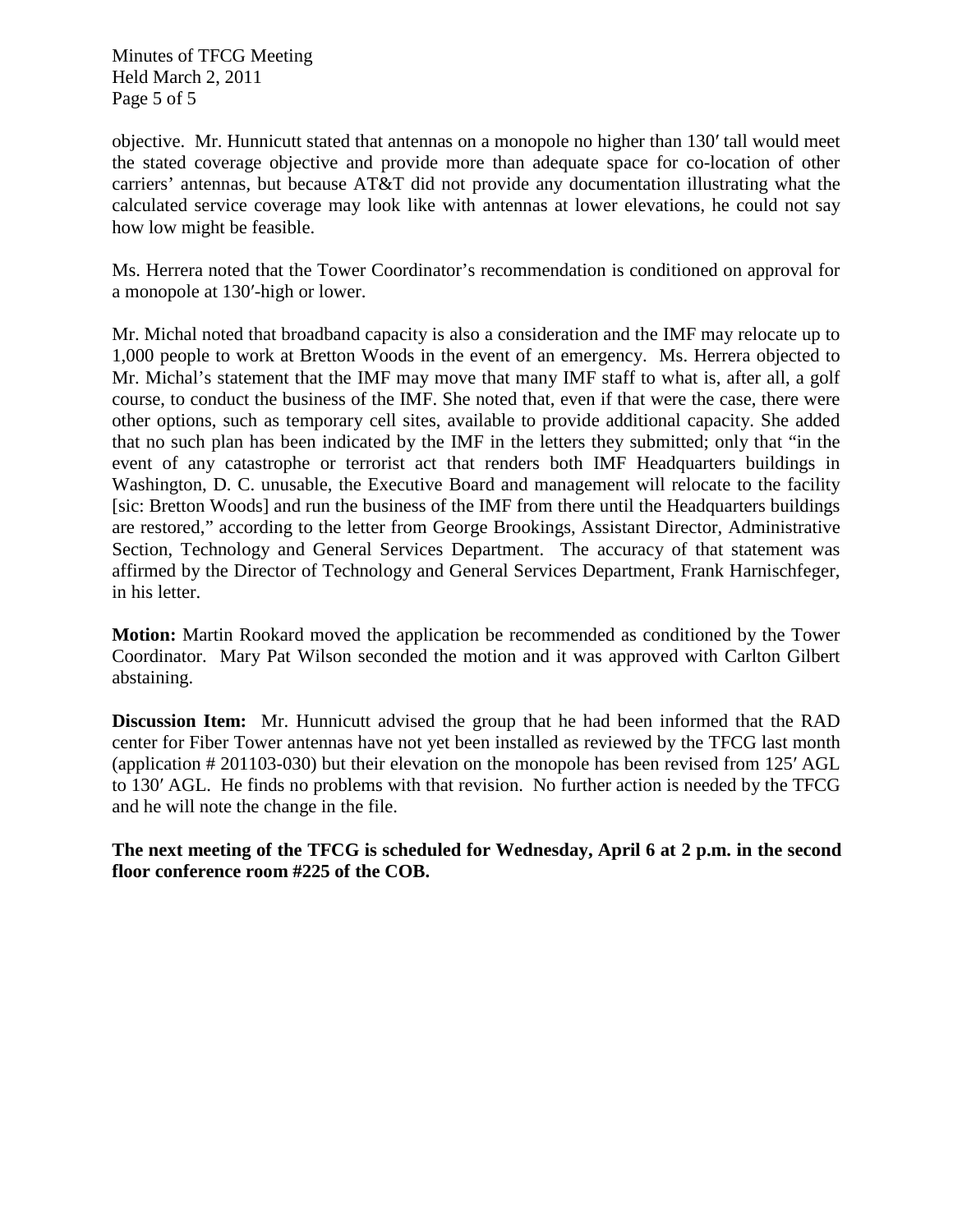objective. Mr. Hunnicutt stated that antennas on a monopole no higher than 130′ tall would meet the stated coverage objective and provide more than adequate space for co-location of other carriers' antennas, but because AT&T did not provide any documentation illustrating what the calculated service coverage may look like with antennas at lower elevations, he could not say how low might be feasible.

Ms. Herrera noted that the Tower Coordinator's recommendation is conditioned on approval for a monopole at 130′-high or lower.

Mr. Michal noted that broadband capacity is also a consideration and the IMF may relocate up to 1,000 people to work at Bretton Woods in the event of an emergency. Ms. Herrera objected to Mr. Michal's statement that the IMF may move that many IMF staff to what is, after all, a golf course, to conduct the business of the IMF. She noted that, even if that were the case, there were other options, such as temporary cell sites, available to provide additional capacity. She added that no such plan has been indicated by the IMF in the letters they submitted; only that "in the event of any catastrophe or terrorist act that renders both IMF Headquarters buildings in Washington, D. C. unusable, the Executive Board and management will relocate to the facility [sic: Bretton Woods] and run the business of the IMF from there until the Headquarters buildings are restored," according to the letter from George Brookings, Assistant Director, Administrative Section, Technology and General Services Department. The accuracy of that statement was affirmed by the Director of Technology and General Services Department, Frank Harnischfeger, in his letter.

**Motion:** Martin Rookard moved the application be recommended as conditioned by the Tower Coordinator. Mary Pat Wilson seconded the motion and it was approved with Carlton Gilbert abstaining.

**Discussion Item:** Mr. Hunnicutt advised the group that he had been informed that the RAD center for Fiber Tower antennas have not yet been installed as reviewed by the TFCG last month (application # 201103-030) but their elevation on the monopole has been revised from 125′ AGL to 130′ AGL. He finds no problems with that revision. No further action is needed by the TFCG and he will note the change in the file.

**The next meeting of the TFCG is scheduled for Wednesday, April 6 at 2 p.m. in the second floor conference room #225 of the COB.**